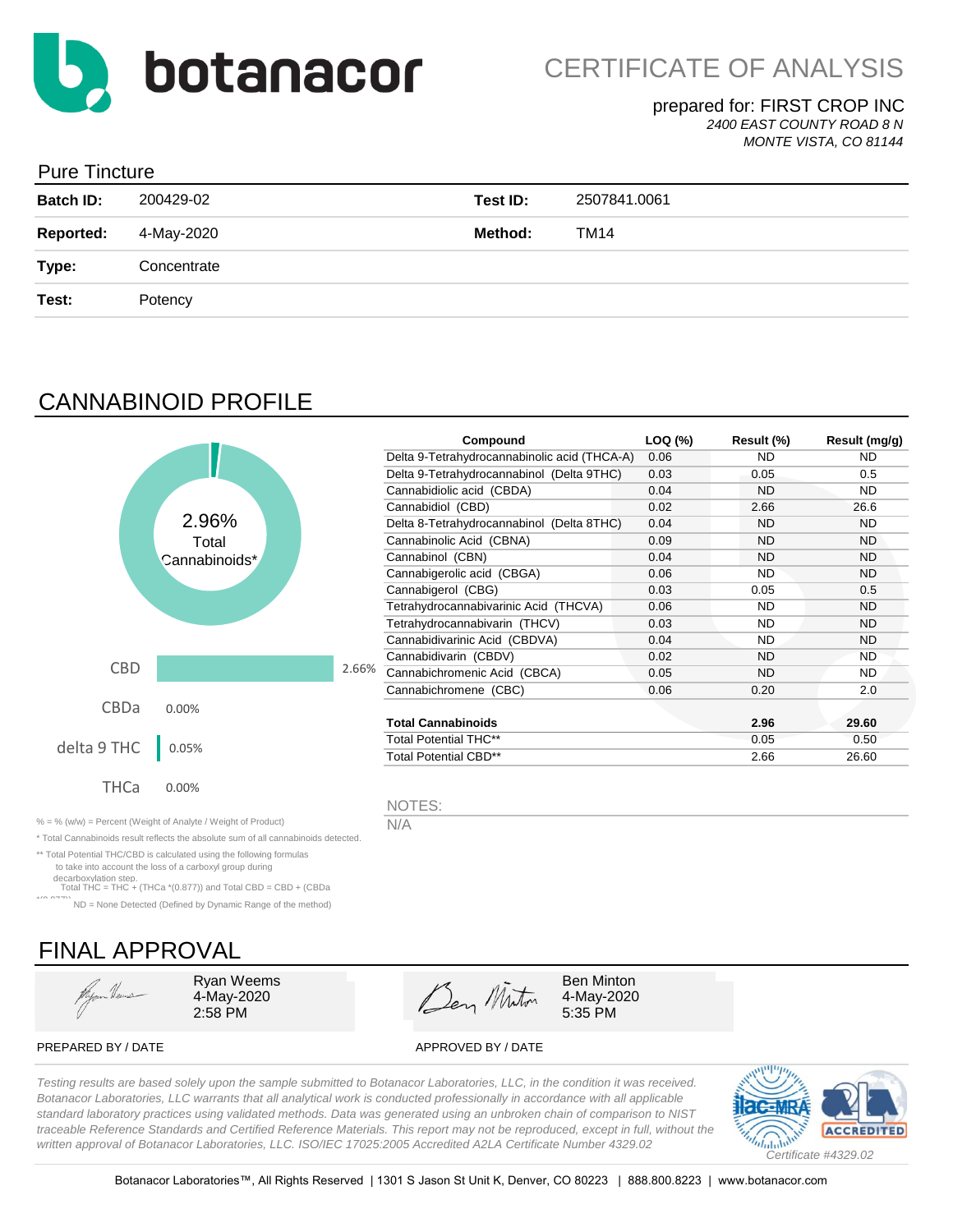# botanacor

## CERTIFICATE OF ANALYSIS

prepared for: FIRST CROP INC
*2400 EAST COUNTY ROAD 8 N*
*MONTE VISTA, CO 81144*

### Pure Tincture

| | | | |
|---|---|---|---|
| **Batch ID:** | 200429-02 | **Test ID:** | 2507841.0061 |
| **Reported:** | 4-May-2020 | **Method:** | TM14 |
| **Type:** | Concentrate | | |
| **Test:** | Potency | | |

## CANNABINOID PROFILE

2.96% Total Cannabinoids*

| | |
|---|---|
| CBD | 2.66% |
| CBDa | 0.00% |
| delta 9 THC | 0.05% |
| THCa | 0.00% |

| Compound | LOQ (%) | Result (%) | Result (mg/g) |
|---|---|---|---|
| Delta 9-Tetrahydrocannabinolic acid (THCA-A) | 0.06 | ND | ND |
| Delta 9-Tetrahydrocannabinol (Delta 9THC) | 0.03 | 0.05 | 0.5 |
| Cannabidiolic acid (CBDA) | 0.04 | ND | ND |
| Cannabidiol (CBD) | 0.02 | 2.66 | 26.6 |
| Delta 8-Tetrahydrocannabinol (Delta 8THC) | 0.04 | ND | ND |
| Cannabinolic Acid (CBNA) | 0.09 | ND | ND |
| Cannabinol (CBN) | 0.04 | ND | ND |
| Cannabigerolic acid (CBGA) | 0.06 | ND | ND |
| Cannabigerol (CBG) | 0.03 | 0.05 | 0.5 |
| Tetrahydrocannabivarinic Acid (THCVA) | 0.06 | ND | ND |
| Tetrahydrocannabivarin (THCV) | 0.03 | ND | ND |
| Cannabidivarinic Acid (CBDVA) | 0.04 | ND | ND |
| Cannabidivarin (CBDV) | 0.02 | ND | ND |
| Cannabichromenic Acid (CBCA) | 0.05 | ND | ND |
| Cannabichromene (CBC) | 0.06 | 0.20 | 2.0 |
| **Total Cannabinoids** | | **2.96** | **29.60** |
| Total Potential THC** | | 0.05 | 0.50 |
| Total Potential CBD** | | 2.66 | 26.60 |

NOTES:
N/A

% = % (w/w) = Percent (Weight of Analyte / Weight of Product)

* Total Cannabinoids result reflects the absolute sum of all cannabinoids detected.

** Total Potential THC/CBD is calculated using the following formulas to take into account the loss of a carboxyl group during decarboxylation step.
Total THC = THC + (THCa *(0.877)) and Total CBD = CBD + (CBDa *(0.877))

ND = None Detected (Defined by Dynamic Range of the method)

## FINAL APPROVAL

Ryan Weems
4-May-2020
2:58 PM

PREPARED BY / DATE

Ben Minton
4-May-2020
5:35 PM

APPROVED BY / DATE

*Testing results are based solely upon the sample submitted to Botanacor Laboratories, LLC, in the condition it was received. Botanacor Laboratories, LLC warrants that all analytical work is conducted professionally in accordance with all applicable standard laboratory practices using validated methods. Data was generated using an unbroken chain of comparison to NIST traceable Reference Standards and Certified Reference Materials. This report may not be reproduced, except in full, without the written approval of Botanacor Laboratories, LLC. ISO/IEC 17025:2005 Accredited A2LA Certificate Number 4329.02*

ilac-MRA | A2LA ACCREDITED | *Certificate #4329.02*

Botanacor Laboratories™, All Rights Reserved | 1301 S Jason St Unit K, Denver, CO 80223 | 888.800.8223 | www.botanacor.com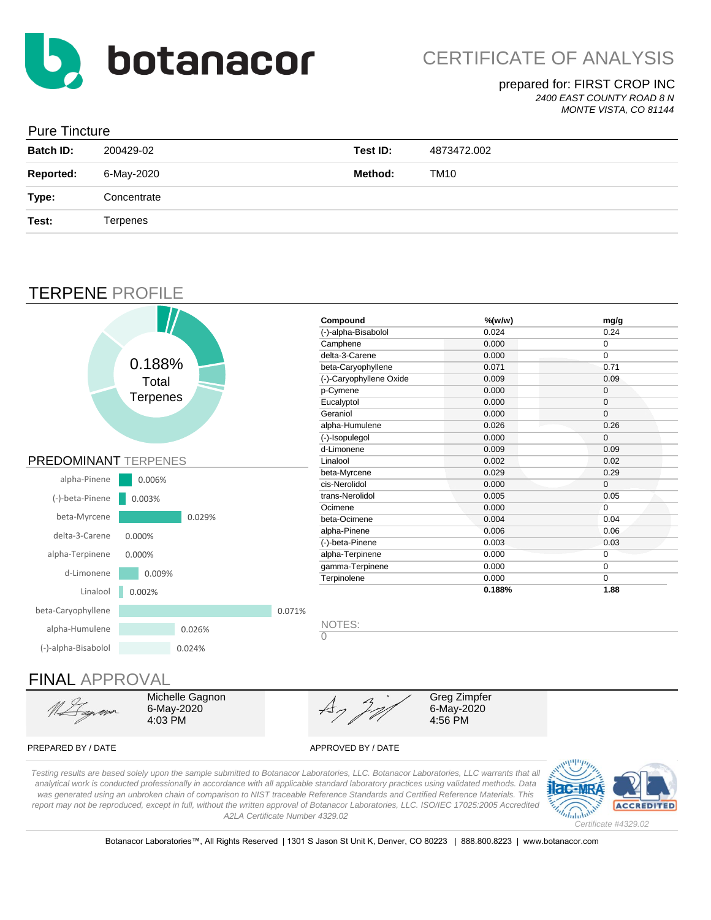# botanacor

## CERTIFICATE OF ANALYSIS

prepared for: FIRST CROP INC

*2400 EAST COUNTY ROAD 8 N*
*MONTE VISTA, CO 81144*

### Pure Tincture

| | | | |
|---|---|---|---|
| **Batch ID:** | 200429-02 | **Test ID:** | 4873472.002 |
| **Reported:** | 6-May-2020 | **Method:** | TM10 |
| **Type:** | Concentrate | | |
| **Test:** | Terpenes | | |

## TERPENE PROFILE

0.188% Total Terpenes

| Compound | %(w/w) | mg/g |
|---|---|---|
| (-)-alpha-Bisabolol | 0.024 | 0.24 |
| Camphene | 0.000 | 0 |
| delta-3-Carene | 0.000 | 0 |
| beta-Caryophyllene | 0.071 | 0.71 |
| (-)-Caryophyllene Oxide | 0.009 | 0.09 |
| p-Cymene | 0.000 | 0 |
| Eucalyptol | 0.000 | 0 |
| Geraniol | 0.000 | 0 |
| alpha-Humulene | 0.026 | 0.26 |
| (-)-Isopulegol | 0.000 | 0 |
| d-Limonene | 0.009 | 0.09 |
| Linalool | 0.002 | 0.02 |
| beta-Myrcene | 0.029 | 0.29 |
| cis-Nerolidol | 0.000 | 0 |
| trans-Nerolidol | 0.005 | 0.05 |
| Ocimene | 0.000 | 0 |
| beta-Ocimene | 0.004 | 0.04 |
| alpha-Pinene | 0.006 | 0.06 |
| (-)-beta-Pinene | 0.003 | 0.03 |
| alpha-Terpinene | 0.000 | 0 |
| gamma-Terpinene | 0.000 | 0 |
| Terpinolene | 0.000 | 0 |
| | **0.188%** | **1.88** |

## PREDOMINANT TERPENES

| Terpene | % |
|---|---|
| alpha-Pinene | 0.006% |
| (-)-beta-Pinene | 0.003% |
| beta-Myrcene | 0.029% |
| delta-3-Carene | 0.000% |
| alpha-Terpinene | 0.000% |
| d-Limonene | 0.009% |
| Linalool | 0.002% |
| beta-Caryophyllene | 0.071% |
| alpha-Humulene | 0.026% |
| (-)-alpha-Bisabolol | 0.024% |

NOTES:

0

## FINAL APPROVAL

Michelle Gagnon
6-May-2020
4:03 PM

PREPARED BY / DATE

Greg Zimpfer
6-May-2020
4:56 PM

APPROVED BY / DATE

*Testing results are based solely upon the sample submitted to Botanacor Laboratories, LLC. Botanacor Laboratories, LLC warrants that all analytical work is conducted professionally in accordance with all applicable standard laboratory practices using validated methods. Data was generated using an unbroken chain of comparison to NIST traceable Reference Standards and Certified Reference Materials. This report may not be reproduced, except in full, without the written approval of Botanacor Laboratories, LLC. ISO/IEC 17025:2005 Accredited A2LA Certificate Number 4329.02*

ilac-MRA | A2LA ACCREDITED

*Certificate #4329.02*

Botanacor Laboratories™, All Rights Reserved | 1301 S Jason St Unit K, Denver, CO 80223 | 888.800.8223 | www.botanacor.com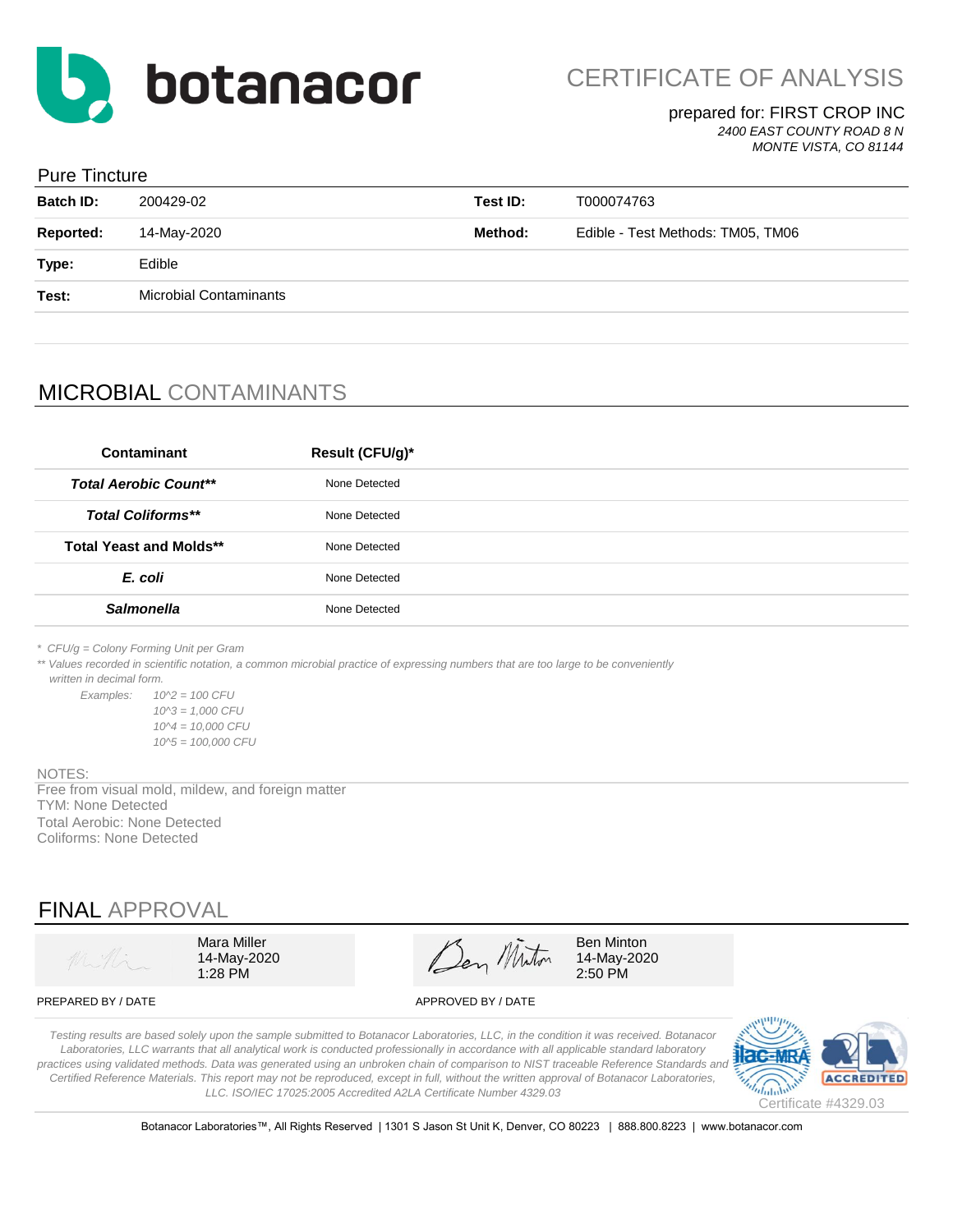botanacor

# CERTIFICATE OF ANALYSIS

prepared for: FIRST CROP INC
*2400 EAST COUNTY ROAD 8 N*
*MONTE VISTA, CO 81144*

Pure Tincture

| | | | |
|---|---|---|---|
| **Batch ID:** | 200429-02 | **Test ID:** | T000074763 |
| **Reported:** | 14-May-2020 | **Method:** | Edible - Test Methods: TM05, TM06 |
| **Type:** | Edible | | |
| **Test:** | Microbial Contaminants | | |

## MICROBIAL CONTAMINANTS

| Contaminant | Result (CFU/g)* |
|---|---|
| ***Total Aerobic Count**** | None Detected |
| ***Total Coliforms**** | None Detected |
| **Total Yeast and Molds**** | None Detected |
| ***E. coli*** | None Detected |
| ***Salmonella*** | None Detected |

*\* CFU/g = Colony Forming Unit per Gram*

*\*\* Values recorded in scientific notation, a common microbial practice of expressing numbers that are too large to be conveniently written in decimal form.*

*Examples:*
*10^2 = 100 CFU*
*10^3 = 1,000 CFU*
*10^4 = 10,000 CFU*
*10^5 = 100,000 CFU*

NOTES:
Free from visual mold, mildew, and foreign matter
TYM: None Detected
Total Aerobic: None Detected
Coliforms: None Detected

## FINAL APPROVAL

| | |
|---|---|
| Mara Miller<br>14-May-2020<br>1:28 PM | Ben Minton<br>14-May-2020<br>2:50 PM |
| PREPARED BY / DATE | APPROVED BY / DATE |

*Testing results are based solely upon the sample submitted to Botanacor Laboratories, LLC, in the condition it was received. Botanacor Laboratories, LLC warrants that all analytical work is conducted professionally in accordance with all applicable standard laboratory practices using validated methods. Data was generated using an unbroken chain of comparison to NIST traceable Reference Standards and Certified Reference Materials. This report may not be reproduced, except in full, without the written approval of Botanacor Laboratories, LLC. ISO/IEC 17025:2005 Accredited A2LA Certificate Number 4329.03*

Certificate #4329.03

Botanacor Laboratories™, All Rights Reserved | 1301 S Jason St Unit K, Denver, CO 80223 | 888.800.8223 | www.botanacor.com